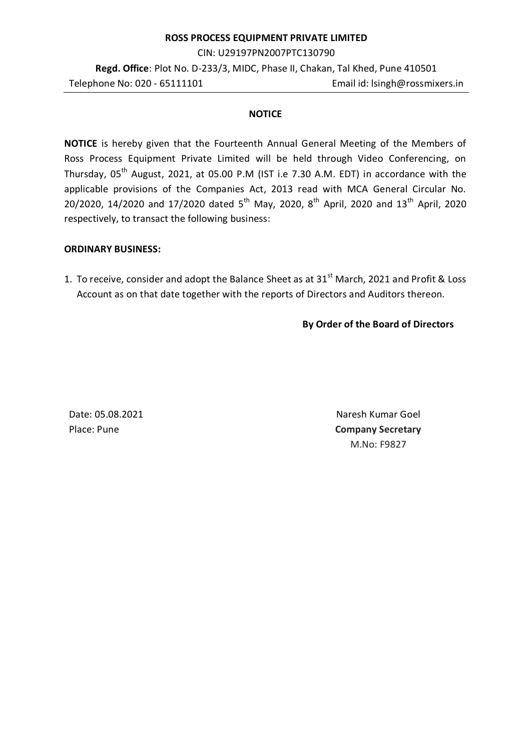**ROSS PROCESS EQUIPMENT PRIVATE LIMITED**

CIN: U29197PN2007PTC130790

**Regd. Office**: Plot No. D-233/3, MIDC, Phase II, Chakan, Tal Khed, Pune 410501

Telephone No: 020 - 65111101 Email id: lsingh@rossmixers.in

**NOTICE**

**NOTICE** is hereby given that the Fourteenth Annual General Meeting of the Members of Ross Process Equipment Private Limited will be held through Video Conferencing, on Thursday, 05th August, 2021, at 05.00 P.M (IST i.e 7.30 A.M. EDT) in accordance with the applicable provisions of the Companies Act, 2013 read with MCA General Circular No. 20/2020, 14/2020 and 17/2020 dated 5th May, 2020, 8th April, 2020 and 13th April, 2020 respectively, to transact the following business:

**ORDINARY BUSINESS:**

1. To receive, consider and adopt the Balance Sheet as at 31st March, 2021 and Profit & Loss Account as on that date together with the reports of Directors and Auditors thereon.

**By Order of the Board of Directors**

Date: 05.08.2021

Place: Pune

Naresh Kumar Goel

**Company Secretary**

M.No: F9827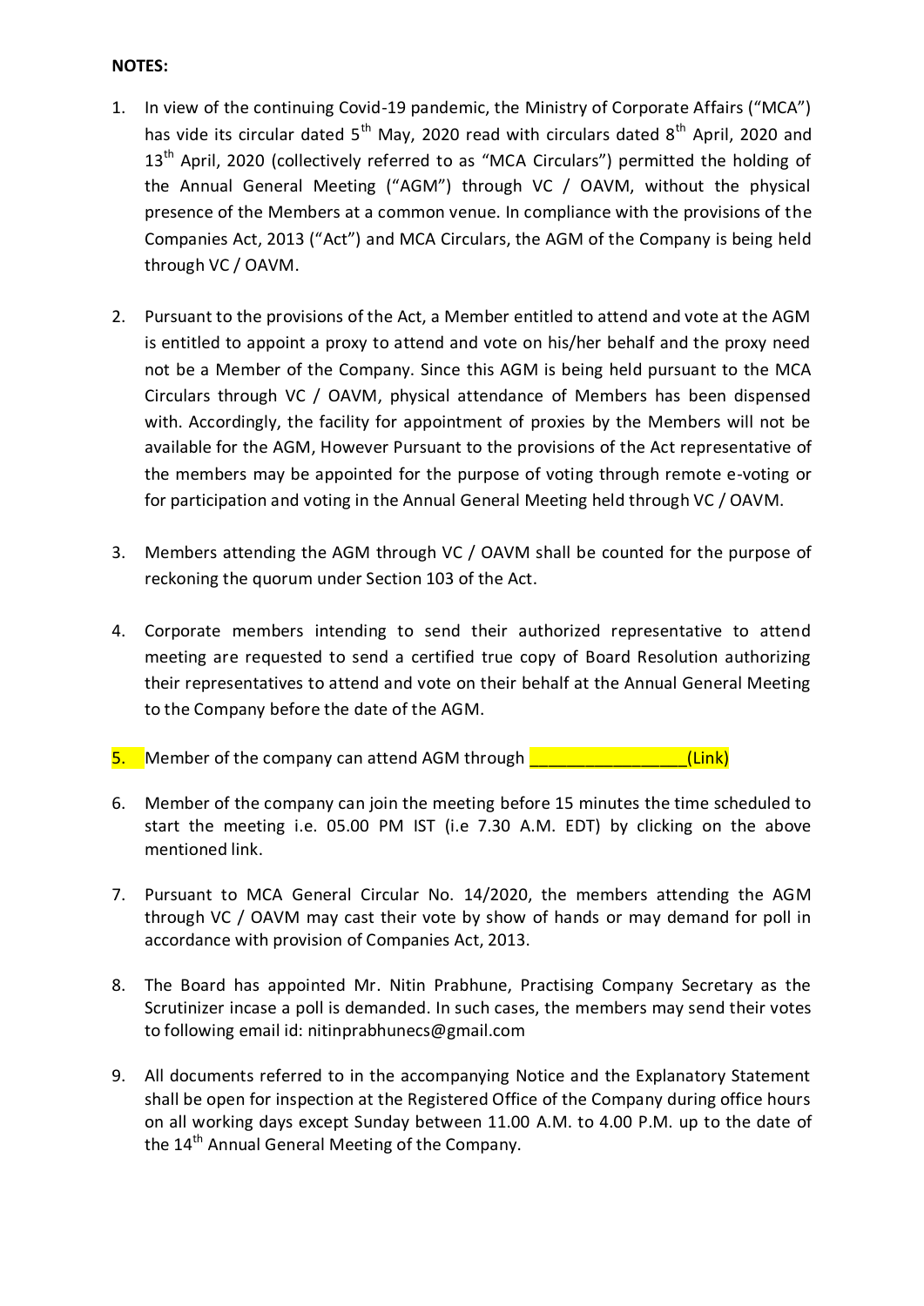**NOTES:**

1. In view of the continuing Covid-19 pandemic, the Ministry of Corporate Affairs ("MCA") has vide its circular dated 5th May, 2020 read with circulars dated 8th April, 2020 and 13th April, 2020 (collectively referred to as "MCA Circulars") permitted the holding of the Annual General Meeting ("AGM") through VC / OAVM, without the physical presence of the Members at a common venue. In compliance with the provisions of the Companies Act, 2013 ("Act") and MCA Circulars, the AGM of the Company is being held through VC / OAVM.

2. Pursuant to the provisions of the Act, a Member entitled to attend and vote at the AGM is entitled to appoint a proxy to attend and vote on his/her behalf and the proxy need not be a Member of the Company. Since this AGM is being held pursuant to the MCA Circulars through VC / OAVM, physical attendance of Members has been dispensed with. Accordingly, the facility for appointment of proxies by the Members will not be available for the AGM, However Pursuant to the provisions of the Act representative of the members may be appointed for the purpose of voting through remote e-voting or for participation and voting in the Annual General Meeting held through VC / OAVM.

3. Members attending the AGM through VC / OAVM shall be counted for the purpose of reckoning the quorum under Section 103 of the Act.

4. Corporate members intending to send their authorized representative to attend meeting are requested to send a certified true copy of Board Resolution authorizing their representatives to attend and vote on their behalf at the Annual General Meeting to the Company before the date of the AGM.

5. Member of the company can attend AGM through ________________(Link)

6. Member of the company can join the meeting before 15 minutes the time scheduled to start the meeting i.e. 05.00 PM IST (i.e 7.30 A.M. EDT) by clicking on the above mentioned link.

7. Pursuant to MCA General Circular No. 14/2020, the members attending the AGM through VC / OAVM may cast their vote by show of hands or may demand for poll in accordance with provision of Companies Act, 2013.

8. The Board has appointed Mr. Nitin Prabhune, Practising Company Secretary as the Scrutinizer incase a poll is demanded. In such cases, the members may send their votes to following email id: nitinprabhunecs@gmail.com

9. All documents referred to in the accompanying Notice and the Explanatory Statement shall be open for inspection at the Registered Office of the Company during office hours on all working days except Sunday between 11.00 A.M. to 4.00 P.M. up to the date of the 14th Annual General Meeting of the Company.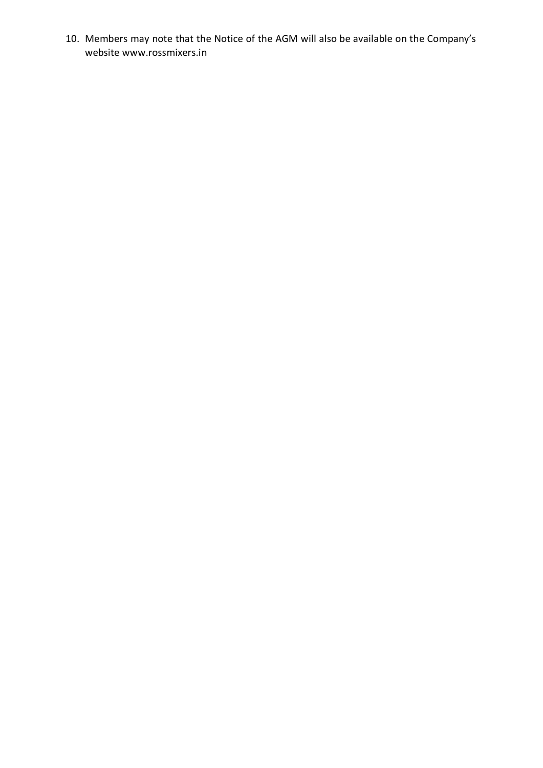10. Members may note that the Notice of the AGM will also be available on the Company's website www.rossmixers.in